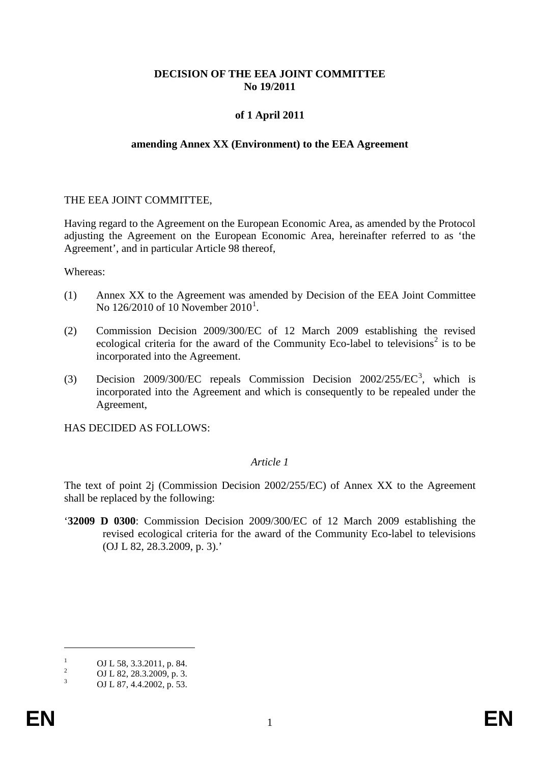**DECISION OF THE EEA JOINT COMMITTEE No 19/2011**

**of 1 April 2011**

**amending Annex XX (Environment) to the EEA Agreement**

THE EEA JOINT COMMITTEE,

Having regard to the Agreement on the European Economic Area, as amended by the Protocol adjusting the Agreement on the European Economic Area, hereinafter referred to as 'the Agreement', and in particular Article 98 thereof,

Whereas:

(1) Annex XX to the Agreement was amended by Decision of the EEA Joint Committee No 126/2010 of 10 November 2010[1].

(2) Commission Decision 2009/300/EC of 12 March 2009 establishing the revised ecological criteria for the award of the Community Eco-label to televisions[2] is to be incorporated into the Agreement.

(3) Decision 2009/300/EC repeals Commission Decision 2002/255/EC[3], which is incorporated into the Agreement and which is consequently to be repealed under the Agreement,

HAS DECIDED AS FOLLOWS:

*Article 1*

The text of point 2j (Commission Decision 2002/255/EC) of Annex XX to the Agreement shall be replaced by the following:

'**32009 D 0300**: Commission Decision 2009/300/EC of 12 March 2009 establishing the revised ecological criteria for the award of the Community Eco-label to televisions (OJ L 82, 28.3.2009, p. 3).'

[1] OJ L 58, 3.3.2011, p. 84.

[2] OJ L 82, 28.3.2009, p. 3.

[3] OJ L 87, 4.4.2002, p. 53.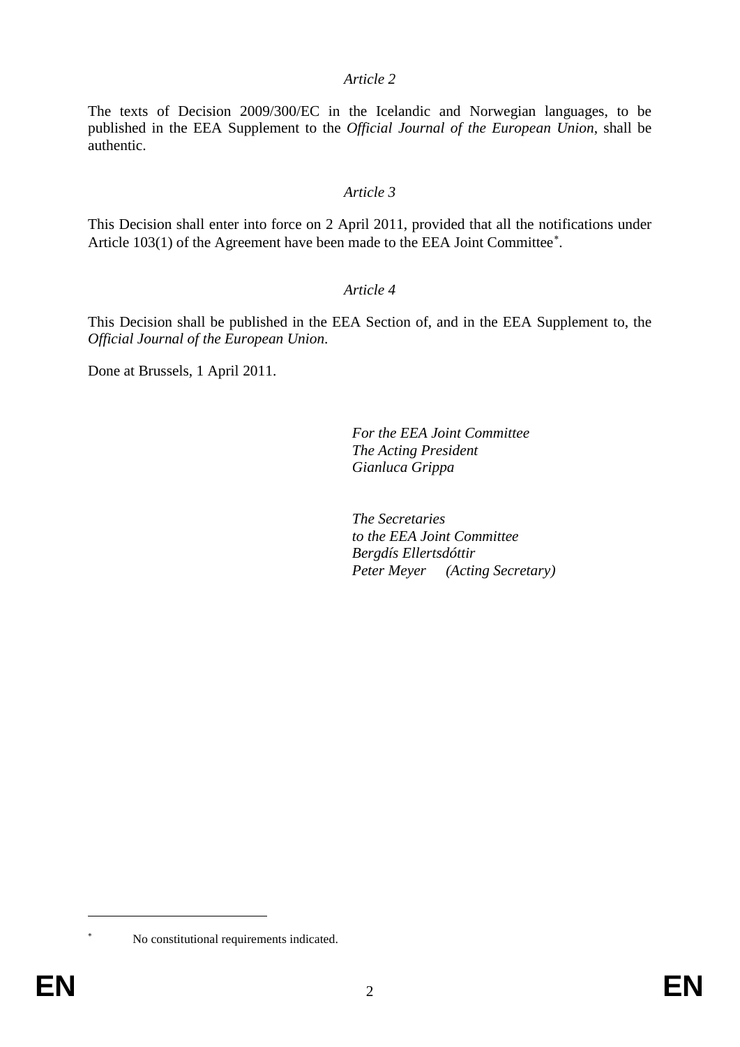*Article 2*

The texts of Decision 2009/300/EC in the Icelandic and Norwegian languages, to be published in the EEA Supplement to the *Official Journal of the European Union*, shall be authentic.

*Article 3*

This Decision shall enter into force on 2 April 2011, provided that all the notifications under Article 103(1) of the Agreement have been made to the EEA Joint Committee[*].

*Article 4*

This Decision shall be published in the EEA Section of, and in the EEA Supplement to, the *Official Journal of the European Union*.

Done at Brussels, 1 April 2011.

*For the EEA Joint Committee*
*The Acting President*
*Gianluca Grippa*

*The Secretaries*
*to the EEA Joint Committee*
*Bergdís Ellertsdóttir*
*Peter Meyer (Acting Secretary)*

---

[*] No constitutional requirements indicated.